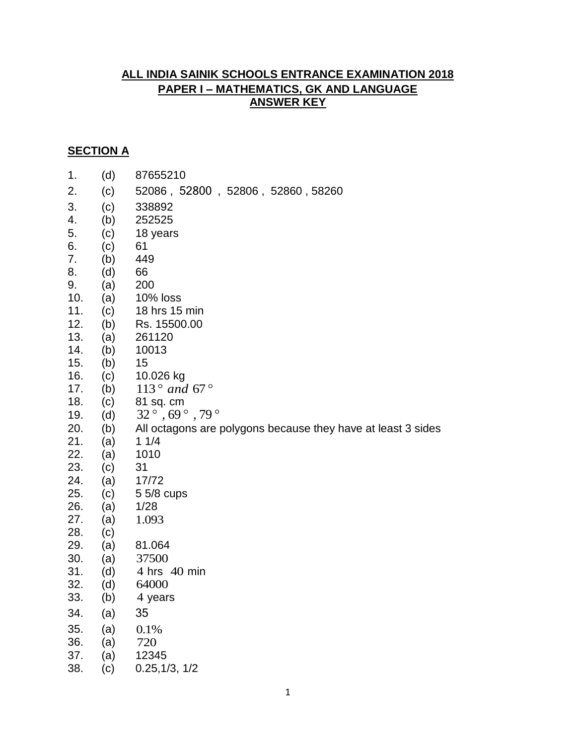**ALL INDIA SAINIK SCHOOLS ENTRANCE EXAMINATION 2018**
**PAPER I – MATHEMATICS, GK AND LANGUAGE**
**ANSWER KEY**

**SECTION A**

1. (d) 87655210
2. (c) 52086 , 52800 , 52806 , 52860 , 58260
3. (c) 338892
4. (b) 252525
5. (c) 18 years
6. (c) 61
7. (b) 449
8. (d) 66
9. (a) 200
10. (a) 10% loss
11. (c) 18 hrs 15 min
12. (b) Rs. 15500.00
13. (a) 261120
14. (b) 10013
15. (b) 15
16. (c) 10.026 kg
17. (b) $113° \ and \ 67°$
18. (c) 81 sq. cm
19. (d) $32°, 69°, 79°$
20. (b) All octagons are polygons because they have at least 3 sides
21. (a) 1 1/4
22. (a) 1010
23. (c) 31
24. (a) 17/72
25. (c) 5 5/8 cups
26. (a) 1/28
27. (a) 1.093
28. (c)
29. (a) 81.064
30. (a) 37500
31. (d) 4 hrs 40 min
32. (d) 64000
33. (b) 4 years
34. (a) 35
35. (a) 0.1%
36. (a) 720
37. (a) 12345
38. (c) 0.25,1/3, 1/2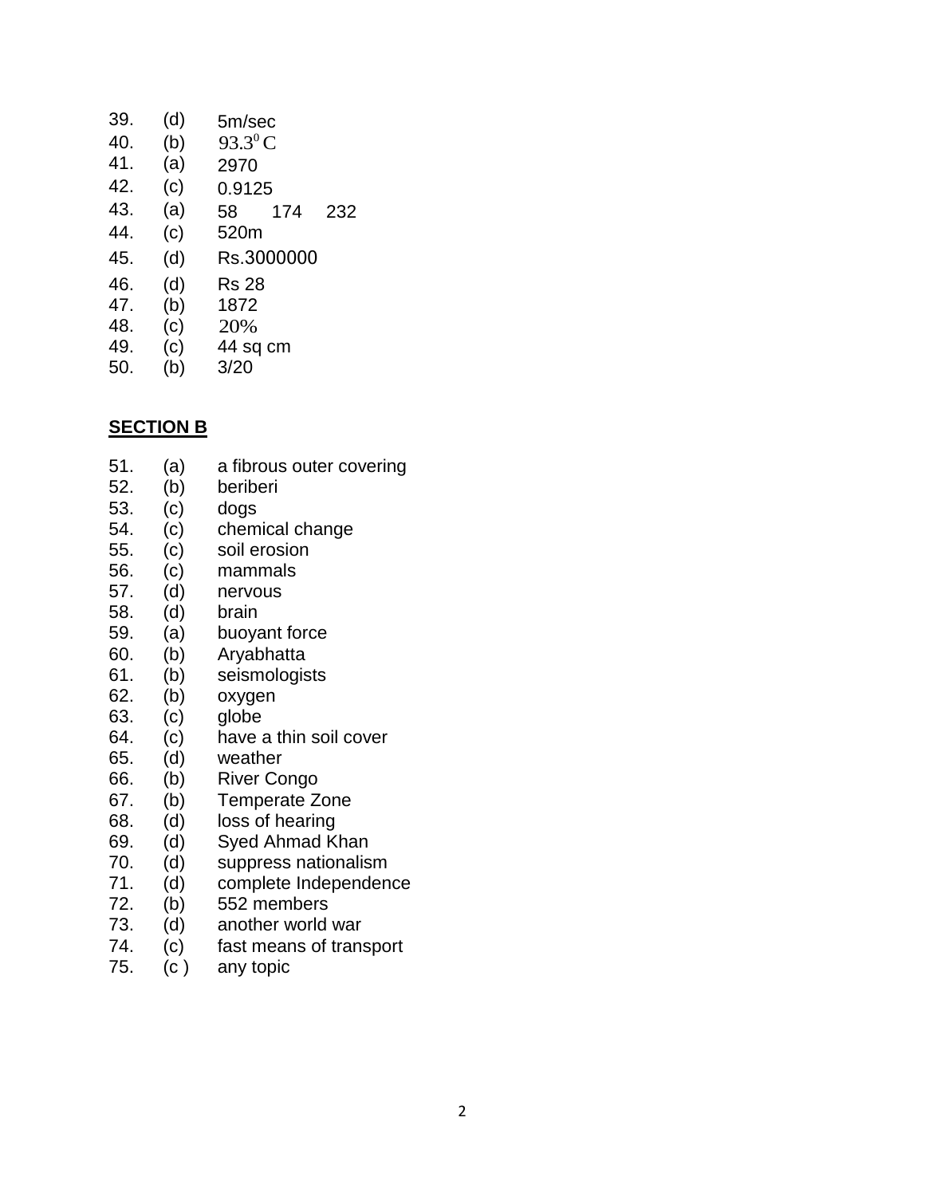39. (d) 5m/sec
40. (b) $93.3^0$C
41. (a) 2970
42. (c) 0.9125
43. (a) 58 174 232
44. (c) 520m
45. (d) Rs.3000000
46. (d) Rs 28
47. (b) 1872
48. (c) 20%
49. (c) 44 sq cm
50. (b) 3/20

**SECTION B**

51. (a) a fibrous outer covering
52. (b) beriberi
53. (c) dogs
54. (c) chemical change
55. (c) soil erosion
56. (c) mammals
57. (d) nervous
58. (d) brain
59. (a) buoyant force
60. (b) Aryabhatta
61. (b) seismologists
62. (b) oxygen
63. (c) globe
64. (c) have a thin soil cover
65. (d) weather
66. (b) River Congo
67. (b) Temperate Zone
68. (d) loss of hearing
69. (d) Syed Ahmad Khan
70. (d) suppress nationalism
71. (d) complete Independence
72. (b) 552 members
73. (d) another world war
74. (c) fast means of transport
75. (c ) any topic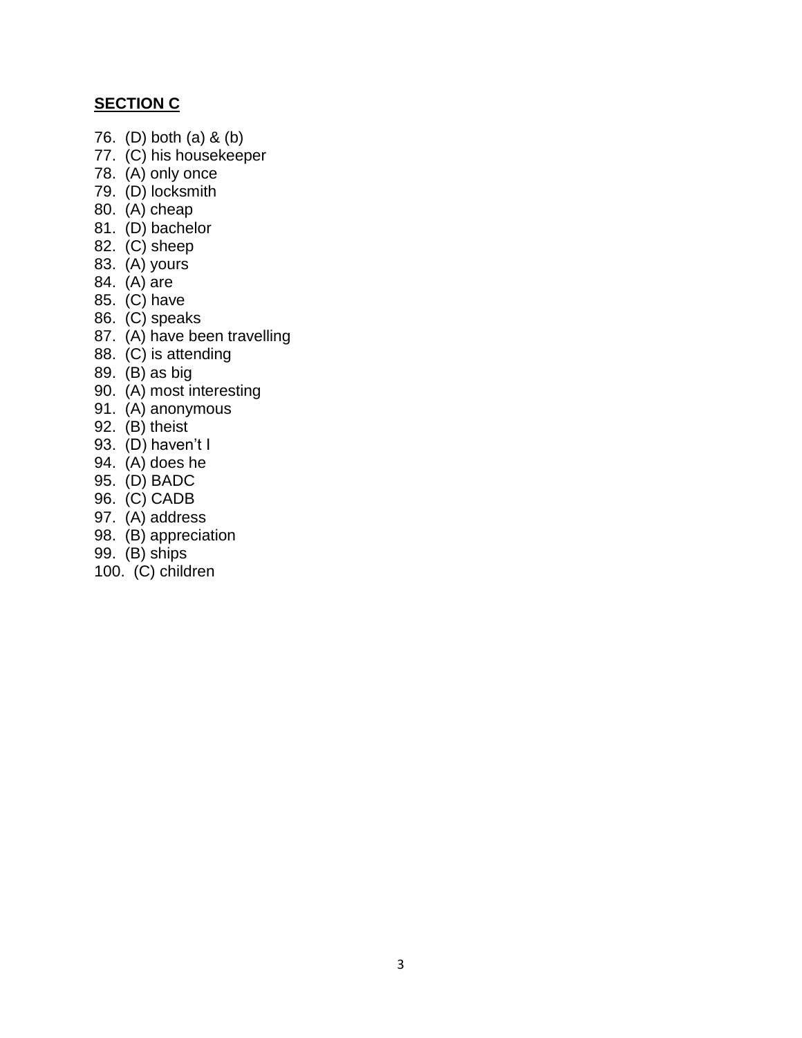## SECTION C

76. (D) both (a) & (b)
77. (C) his housekeeper
78. (A) only once
79. (D) locksmith
80. (A) cheap
81. (D) bachelor
82. (C) sheep
83. (A) yours
84. (A) are
85. (C) have
86. (C) speaks
87. (A) have been travelling
88. (C) is attending
89. (B) as big
90. (A) most interesting
91. (A) anonymous
92. (B) theist
93. (D) haven't I
94. (A) does he
95. (D) BADC
96. (C) CADB
97. (A) address
98. (B) appreciation
99. (B) ships
100. (C) children